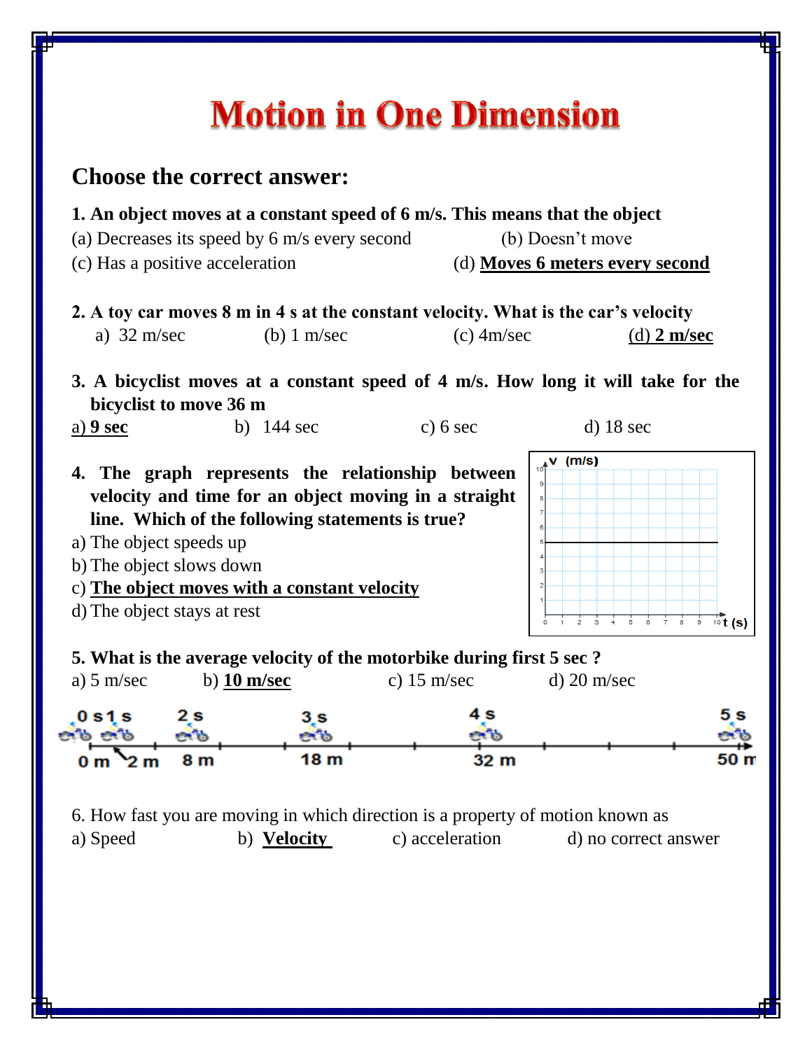# Motion in One Dimension

## Choose the correct answer:

**1. An object moves at a constant speed of 6 m/s. This means that the object**

(a) Decreases its speed by 6 m/s every second
(b) Doesn't move
(c) Has a positive acceleration
(d) **Moves 6 meters every second**

**2. A toy car moves 8 m in 4 s at the constant velocity. What is the car's velocity**

a) 32 m/sec
(b) 1 m/sec
(c) 4m/sec
(d) **2 m/sec**

**3. A bicyclist moves at a constant speed of 4 m/s. How long it will take for the bicyclist to move 36 m**

a) **9 sec**
b) 144 sec
c) 6 sec
d) 18 sec

**4. The graph represents the relationship between velocity and time for an object moving in a straight line. Which of the following statements is true?**

a) The object speeds up
b) The object slows down
c) **The object moves with a constant velocity**
d) The object stays at rest

**5. What is the average velocity of the motorbike during first 5 sec ?**

a) 5 m/sec
b) **10 m/sec**
c) 15 m/sec
d) 20 m/sec

| Time | 0 s | 1 s | 2 s | 3 s | 4 s | 5 s |
|---|---|---|---|---|---|---|
| Position | 0 m | 2 m | 8 m | 18 m | 32 m | 50 m |

6. How fast you are moving in which direction is a property of motion known as

a) Speed
b) **Velocity**
c) acceleration
d) no correct answer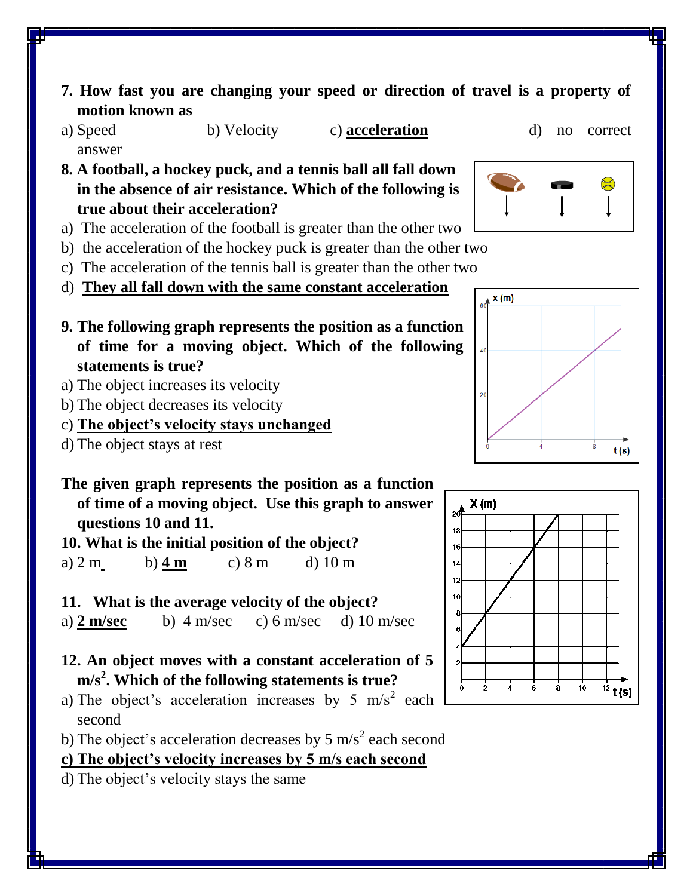**7. How fast you are changing your speed or direction of travel is a property of motion known as**

a) Speed b) Velocity c) **<u>acceleration</u>** d) no correct answer

**8. A football, a hockey puck, and a tennis ball all fall down in the absence of air resistance. Which of the following is true about their acceleration?**

a) The acceleration of the football is greater than the other two

b) the acceleration of the hockey puck is greater than the other two

c) The acceleration of the tennis ball is greater than the other two

d) **<u>They all fall down with the same constant acceleration</u>**

**9. The following graph represents the position as a function of time for a moving object. Which of the following statements is true?**

a) The object increases its velocity

b) The object decreases its velocity

c) **<u>The object's velocity stays unchanged</u>**

d) The object stays at rest

**The given graph represents the position as a function of time of a moving object. Use this graph to answer questions 10 and 11.**

**10. What is the initial position of the object?**

a) 2 m b) **<u>4 m</u>** c) 8 m d) 10 m

**11. What is the average velocity of the object?**

a) **<u>2 m/sec</u>** b) 4 m/sec c) 6 m/sec d) 10 m/sec

**12. An object moves with a constant acceleration of 5 $m/s^2$. Which of the following statements is true?**

a) The object's acceleration increases by 5 $m/s^2$ each second

b) The object's acceleration decreases by 5 $m/s^2$ each second

**<u>c) The object's velocity increases by 5 m/s each second</u>**

d) The object's velocity stays the same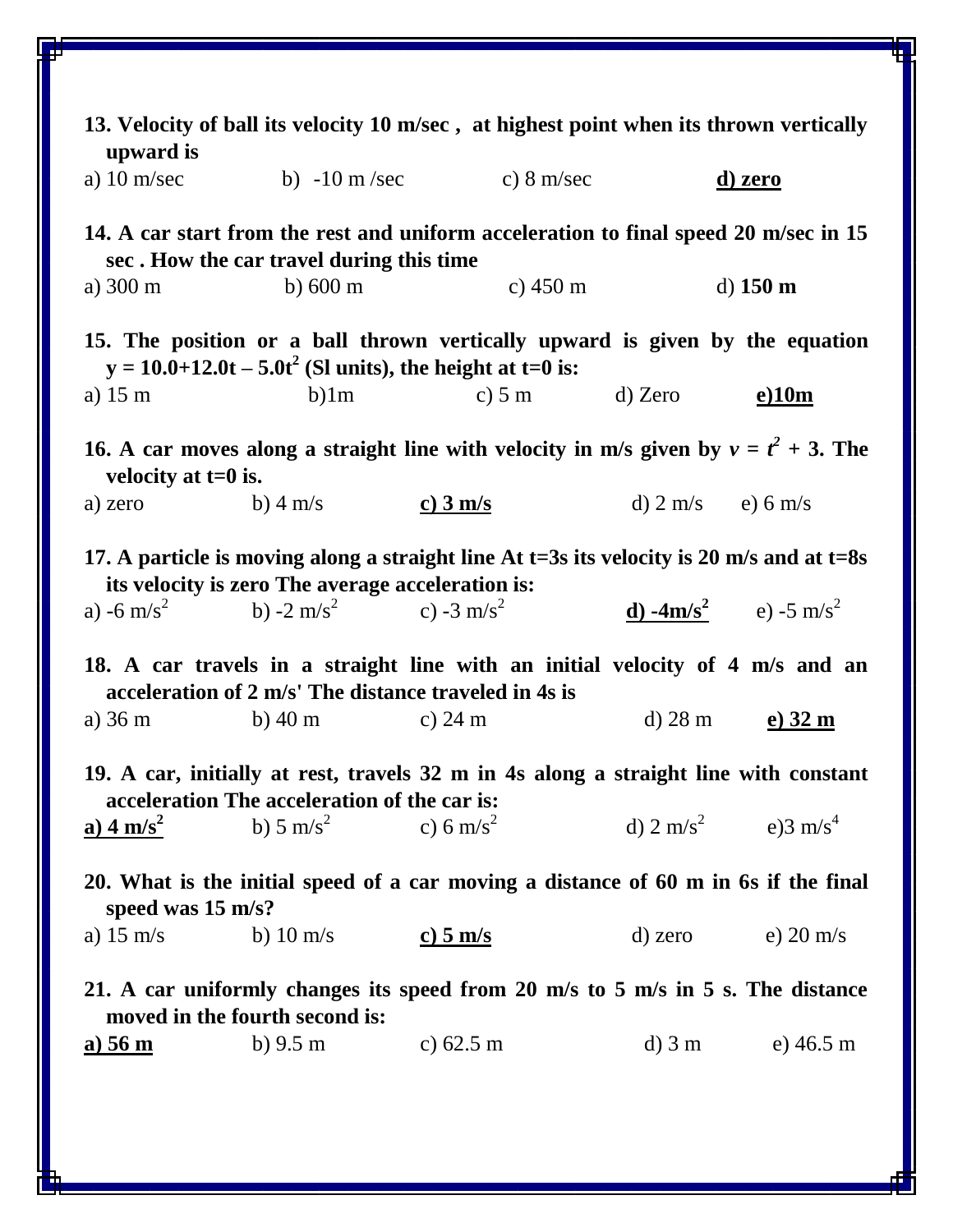**13. Velocity of ball its velocity 10 m/sec , at highest point when its thrown vertically upward is**

a) 10 m/sec  b) -10 m /sec  c) 8 m/sec  **<u>d) zero</u>**

**14. A car start from the rest and uniform acceleration to final speed 20 m/sec in 15 sec . How the car travel during this time**

a) 300 m  b) 600 m  c) 450 m  d) **150 m**

**15. The position or a ball thrown vertically upward is given by the equation $y = 10.0+12.0t - 5.0t^2$ (Sl units), the height at t=0 is:**

a) 15 m  b)1m  c) 5 m  d) Zero  **<u>e)10m</u>**

**16. A car moves along a straight line with velocity in m/s given by $v = t^2 + 3$. The velocity at t=0 is.**

a) zero  b) 4 m/s  **<u>c) 3 m/s</u>**  d) 2 m/s  e) 6 m/s

**17. A particle is moving along a straight line At t=3s its velocity is 20 m/s and at t=8s its velocity is zero The average acceleration is:**

a) -6 $m/s^2$  b) -2 $m/s^2$  c) -3 $m/s^2$  **<u>d) -4$m/s^2$</u>**  e) -5 $m/s^2$

**18. A car travels in a straight line with an initial velocity of 4 m/s and an acceleration of 2 m/s' The distance traveled in 4s is**

a) 36 m  b) 40 m  c) 24 m  d) 28 m  **<u>e) 32 m</u>**

**19. A car, initially at rest, travels 32 m in 4s along a straight line with constant acceleration The acceleration of the car is:**

**<u>a) 4 $m/s^2$</u>**  b) 5 $m/s^2$  c) 6 $m/s^2$  d) 2 $m/s^2$  e)3 $m/s^4$

**20. What is the initial speed of a car moving a distance of 60 m in 6s if the final speed was 15 m/s?**

a) 15 m/s  b) 10 m/s  **<u>c) 5 m/s</u>**  d) zero  e) 20 m/s

**21. A car uniformly changes its speed from 20 m/s to 5 m/s in 5 s. The distance moved in the fourth second is:**

**<u>a) 56 m</u>**  b) 9.5 m  c) 62.5 m  d) 3 m  e) 46.5 m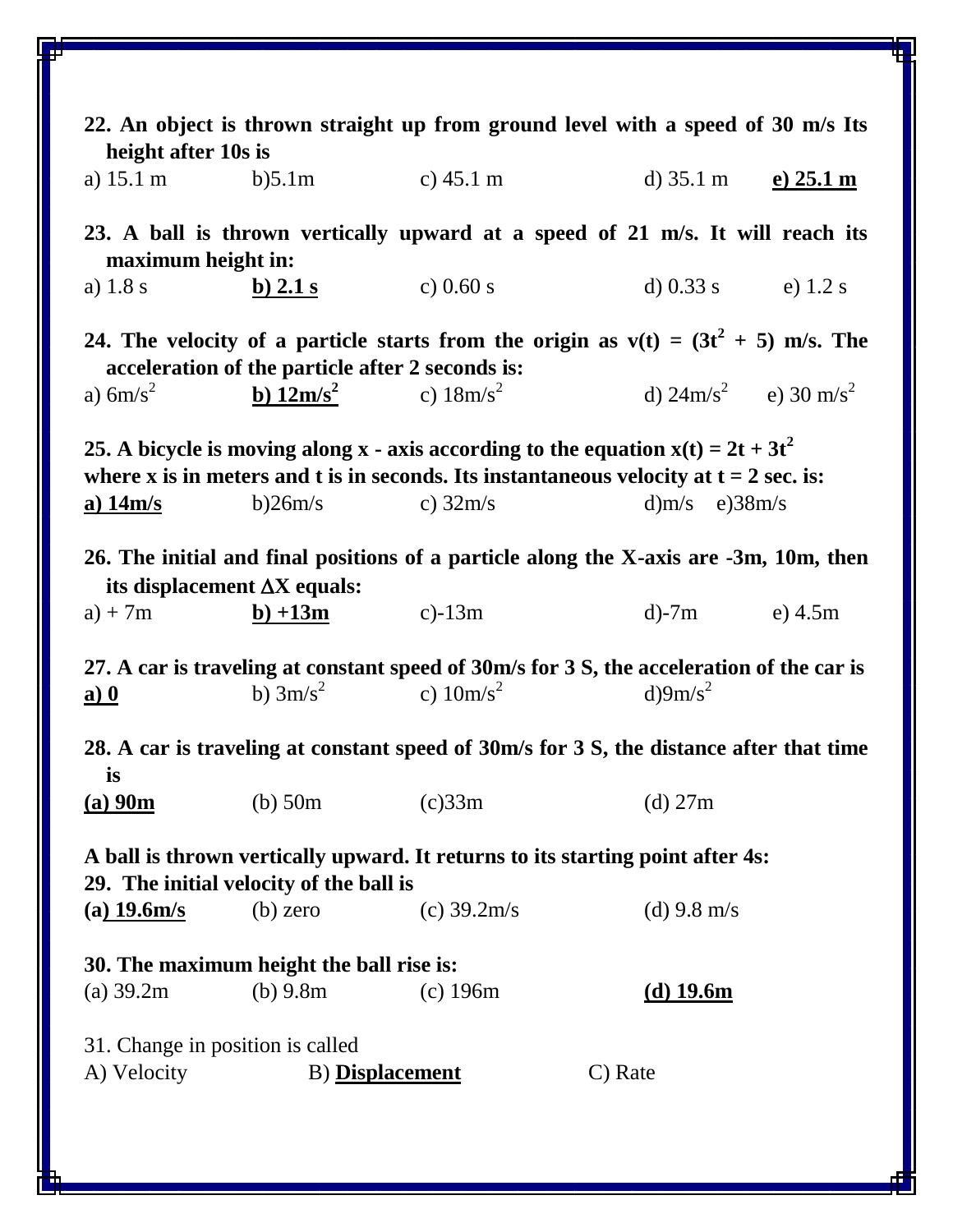**22. An object is thrown straight up from ground level with a speed of 30 m/s Its height after 10s is**

a) 15.1 m b)5.1m c) 45.1 m d) 35.1 m **e) 25.1 m**

**23. A ball is thrown vertically upward at a speed of 21 m/s. It will reach its maximum height in:**

a) 1.8 s **b) 2.1 s** c) 0.60 s d) 0.33 s e) 1.2 s

**24. The velocity of a particle starts from the origin as $v(t) = (3t^2 + 5)$ m/s. The acceleration of the particle after 2 seconds is:**

a) $6m/s^2$ **b) $12m/s^2$** c) $18m/s^2$ d) $24m/s^2$ e) $30\ m/s^2$

**25. A bicycle is moving along x - axis according to the equation $x(t) = 2t + 3t^2$ where x is in meters and t is in seconds. Its instantaneous velocity at t = 2 sec. is:**

**a) 14m/s** b)26m/s c) 32m/s d)m/s e)38m/s

**26. The initial and final positions of a particle along the X-axis are -3m, 10m, then its displacement $\Delta X$ equals:**

a) + 7m **b) +13m** c)-13m d)-7m e) 4.5m

**27. A car is traveling at constant speed of 30m/s for 3 S, the acceleration of the car is**

**a) 0** b) $3m/s^2$ c) $10m/s^2$ d)$9m/s^2$

**28. A car is traveling at constant speed of 30m/s for 3 S, the distance after that time is**

**(a) 90m** (b) 50m (c)33m (d) 27m

**A ball is thrown vertically upward. It returns to its starting point after 4s:**

**29. The initial velocity of the ball is**

**(a) 19.6m/s** (b) zero (c) 39.2m/s (d) 9.8 m/s

**30. The maximum height the ball rise is:**

(a) 39.2m (b) 9.8m (c) 196m **(d) 19.6m**

31. Change in position is called

A) Velocity B) **Displacement** C) Rate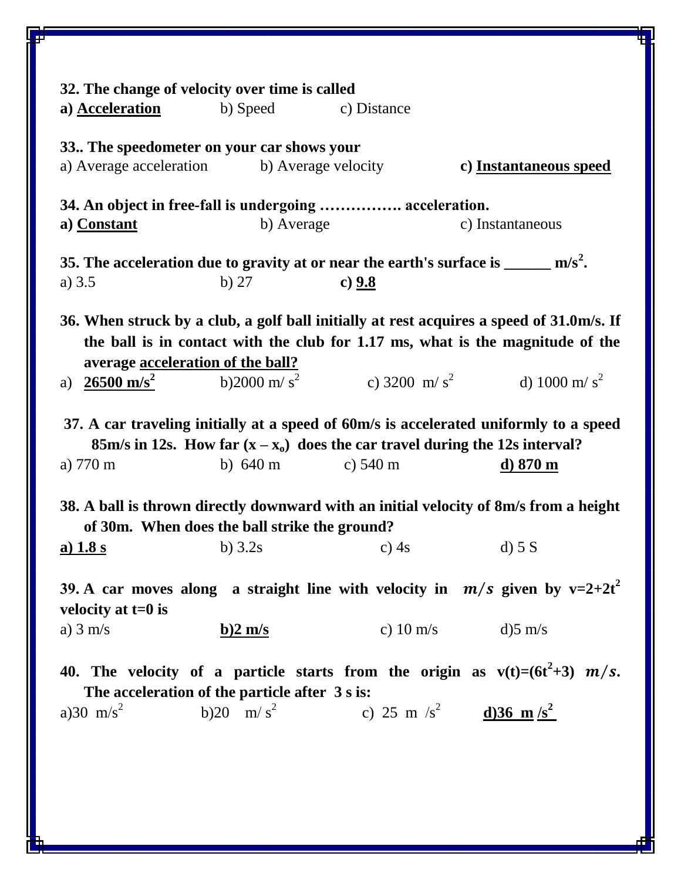**32. The change of velocity over time is called**

**a) Acceleration** b) Speed c) Distance

**33.. The speedometer on your car shows your**

a) Average acceleration b) Average velocity **c) Instantaneous speed**

**34. An object in free-fall is undergoing ……………. acceleration.**

**a) Constant** b) Average c) Instantaneous

**35. The acceleration due to gravity at or near the earth's surface is ______ $m/s^2$.**

a) 3.5 b) 27 **c) 9.8**

**36. When struck by a club, a golf ball initially at rest acquires a speed of 31.0m/s. If the ball is in contact with the club for 1.17 ms, what is the magnitude of the average acceleration of the ball?**

a) **26500 $m/s^2$** b) 2000 $m/s^2$ c) 3200 $m/s^2$ d) 1000 $m/s^2$

**37. A car traveling initially at a speed of 60m/s is accelerated uniformly to a speed 85m/s in 12s. How far $(x - x_o)$ does the car travel during the 12s interval?**

a) 770 m b) 640 m c) 540 m **d) 870 m**

**38. A ball is thrown directly downward with an initial velocity of 8m/s from a height of 30m. When does the ball strike the ground?**

**a) 1.8 s** b) 3.2s c) 4s d) 5 S

**39. A car moves along a straight line with velocity in $m/s$ given by $v=2+2t^2$ velocity at t=0 is**

a) 3 m/s **b) 2 m/s** c) 10 m/s d) 5 m/s

**40. The velocity of a particle starts from the origin as $v(t)=(6t^2+3)$ $m/s$. The acceleration of the particle after 3 s is:**

a) 30 $m/s^2$ b) 20 $m/s^2$ c) 25 $m/s^2$ **d) 36 $m/s^2$**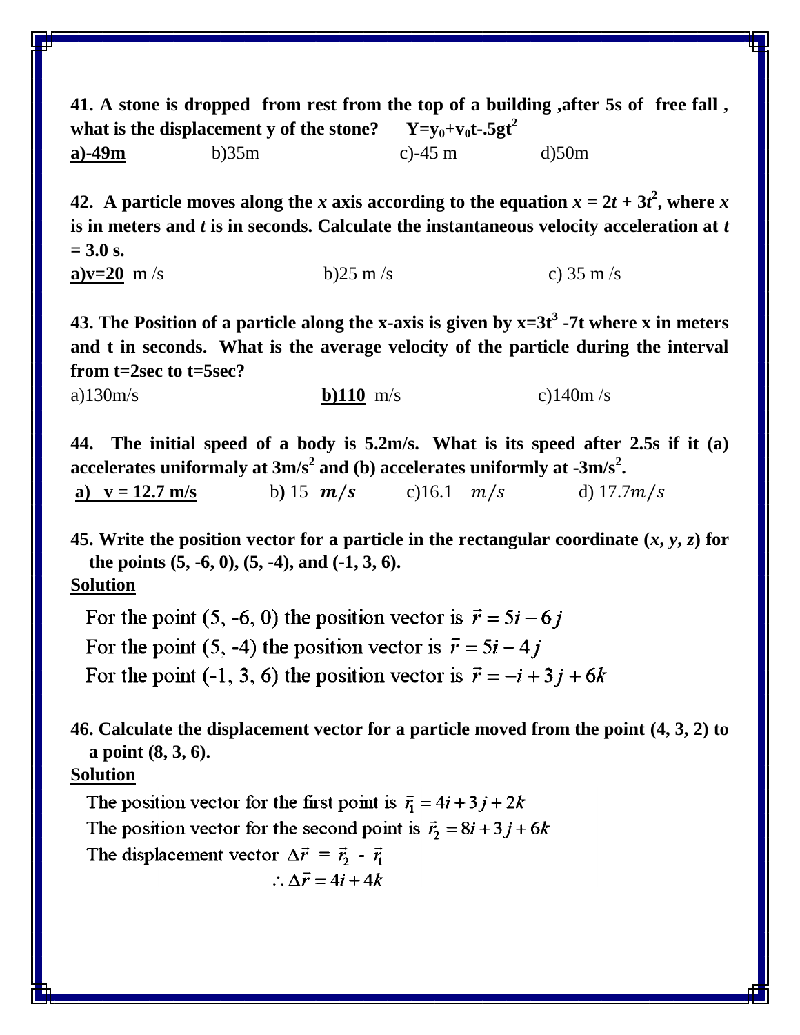**41. A stone is dropped from rest from the top of a building ,after 5s of free fall , what is the displacement y of the stone?** $\mathbf{Y=y_0+v_0t-.5gt^2}$

**<u>a)-49m</u>** b)35m c)-45 m d)50m

**42. A particle moves along the *x* axis according to the equation $x = 2t + 3t^2$, where *x* is in meters and *t* is in seconds. Calculate the instantaneous velocity acceleration at *t* = 3.0 s.**

**<u>a)v=20</u>** m /s b)25 m /s c) 35 m /s

**43. The Position of a particle along the x-axis is given by $x=3t^3 -7t$ where x in meters and t in seconds. What is the average velocity of the particle during the interval from t=2sec to t=5sec?**

a)130m/s **<u>b)110</u>** m/s c)140m /s

**44. The initial speed of a body is 5.2m/s. What is its speed after 2.5s if it (a) accelerates uniformaly at $3m/s^2$ and (b) accelerates uniformly at $-3m/s^2$.**

**<u>a) v = 12.7 m/s</u>** b) 15 $m/s$ c)16.1 $m/s$ d) 17.7$m/s$

**45. Write the position vector for a particle in the rectangular coordinate (*x, y, z*) for the points (5, -6, 0), (5, -4), and (-1, 3, 6).**

**<u>Solution</u>**

For the point (5, -6, 0) the position vector is $\vec{r} = 5i - 6j$

For the point (5, -4) the position vector is $\vec{r} = 5i - 4j$

For the point (-1, 3, 6) the position vector is $\vec{r} = -i + 3j + 6k$

**46. Calculate the displacement vector for a particle moved from the point (4, 3, 2) to a point (8, 3, 6).**

**<u>Solution</u>**

The position vector for the first point is $\vec{r}_1 = 4i + 3j + 2k$

The position vector for the second point is $\vec{r}_2 = 8i + 3j + 6k$

The displacement vector $\Delta\vec{r} = \vec{r}_2 - \vec{r}_1$

$$\therefore \Delta\vec{r} = 4i + 4k$$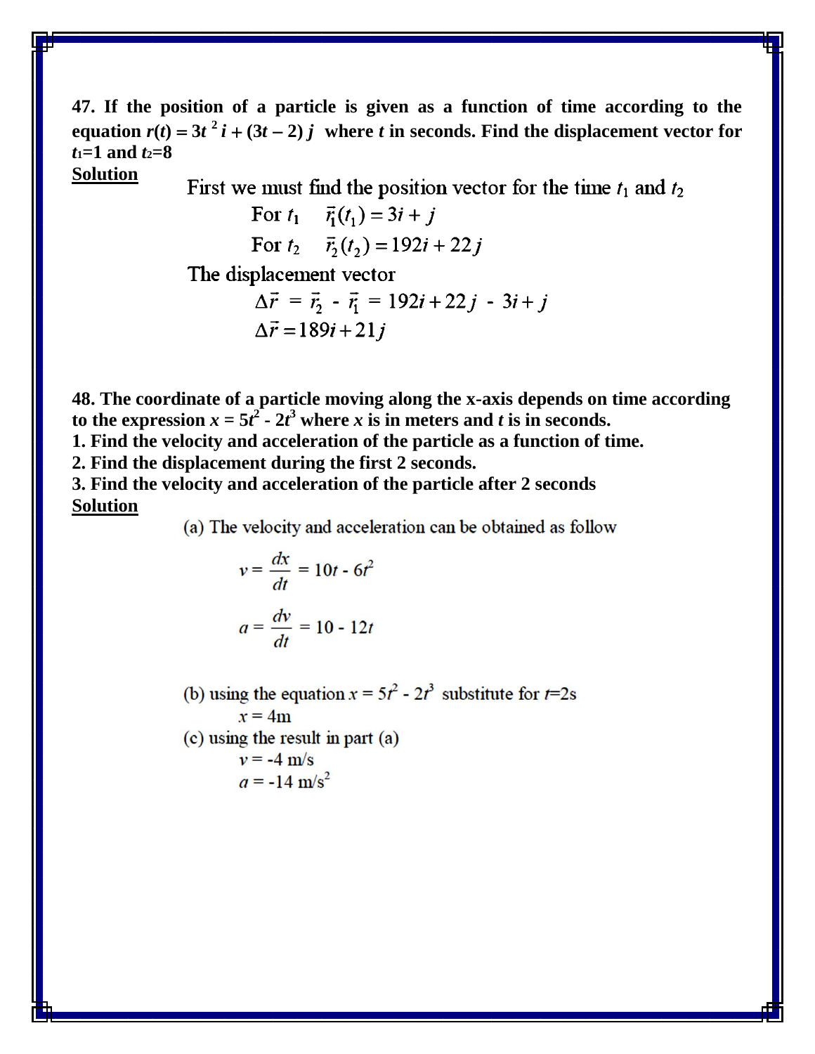**47. If the position of a particle is given as a function of time according to the equation $r(t) = 3t^2 i + (3t - 2) j$ where $t$ in seconds. Find the displacement vector for $t_1$=1 and $t_2$=8**

**Solution**

First we must find the position vector for the time $t_1$ and $t_2$

For $t_1$ $\quad \vec{r}_1(t_1) = 3i + j$

For $t_2$ $\quad \vec{r}_2(t_2) = 192i + 22j$

The displacement vector

$$\Delta\vec{r} = \vec{r}_2 - \vec{r}_1 = 192i + 22j - 3i + j$$

$$\Delta\vec{r} = 189i + 21j$$

**48. The coordinate of a particle moving along the x-axis depends on time according to the expression $x = 5t^2 - 2t^3$ where $x$ is in meters and $t$ is in seconds.**

**1. Find the velocity and acceleration of the particle as a function of time.**

**2. Find the displacement during the first 2 seconds.**

**3. Find the velocity and acceleration of the particle after 2 seconds**

**Solution**

(a) The velocity and acceleration can be obtained as follow

$$v = \frac{dx}{dt} = 10t - 6t^2$$

$$a = \frac{dv}{dt} = 10 - 12t$$

(b) using the equation $x = 5t^2 - 2t^3$ substitute for $t$=2s

$x$ = 4m

(c) using the result in part (a)

$v$ = -4 m/s

$a$ = -14 m/s$^2$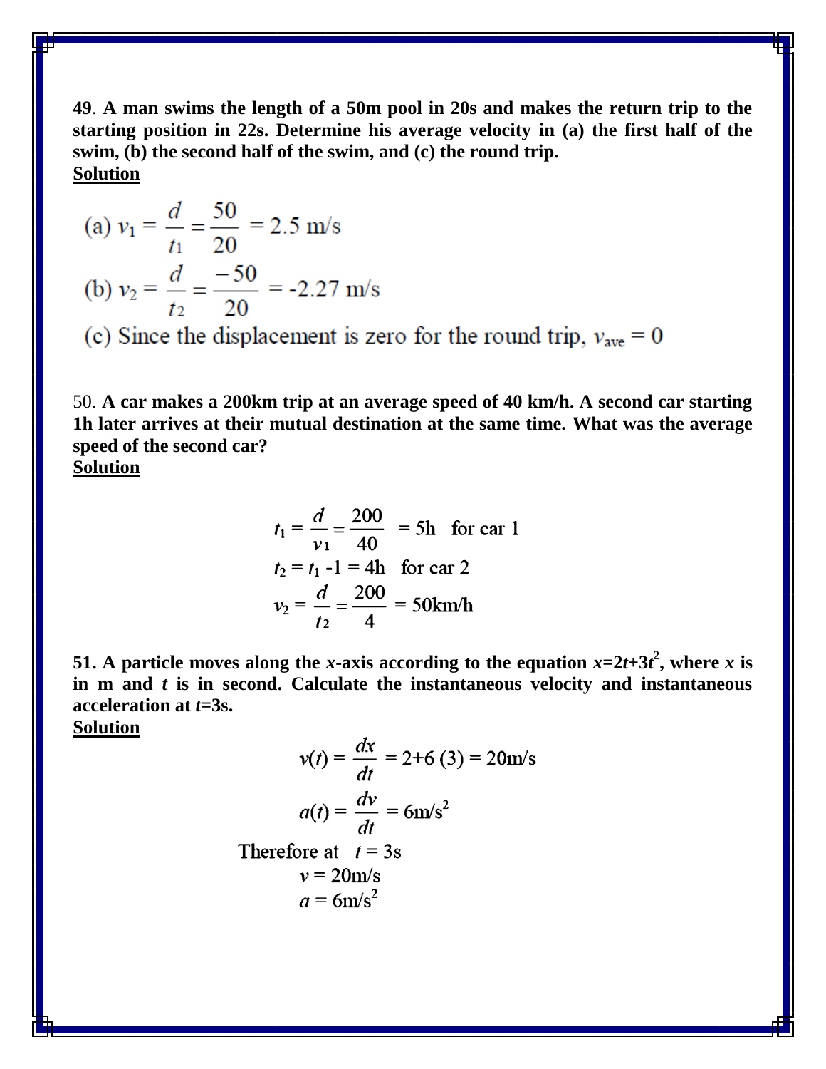**49**. **A man swims the length of a 50m pool in 20s and makes the return trip to the starting position in 22s. Determine his average velocity in (a) the first half of the swim, (b) the second half of the swim, and (c) the round trip.**

**Solution**

(a) $v_1 = \dfrac{d}{t_1} = \dfrac{50}{20} = 2.5$ m/s

(b) $v_2 = \dfrac{d}{t_2} = \dfrac{-50}{20} = -2.27$ m/s

(c) Since the displacement is zero for the round trip, $v_{ave} = 0$

50. **A car makes a 200km trip at an average speed of 40 km/h. A second car starting 1h later arrives at their mutual destination at the same time. What was the average speed of the second car?**

**Solution**

$$t_1 = \frac{d}{v_1} = \frac{200}{40} = 5\text{h} \quad \text{for car 1}$$

$$t_2 = t_1 - 1 = 4\text{h} \quad \text{for car 2}$$

$$v_2 = \frac{d}{t_2} = \frac{200}{4} = 50\text{km/h}$$

**51. A particle moves along the *x*-axis according to the equation $x=2t+3t^2$, where *x* is in m and *t* is in second. Calculate the instantaneous velocity and instantaneous acceleration at $t$=3s.**

**Solution**

$$v(t) = \frac{dx}{dt} = 2+6\,(3) = 20\text{m/s}$$

$$a(t) = \frac{dv}{dt} = 6\text{m/s}^2$$

Therefore at $t = 3$s

$$v = 20\text{m/s}$$

$$a = 6\text{m/s}^2$$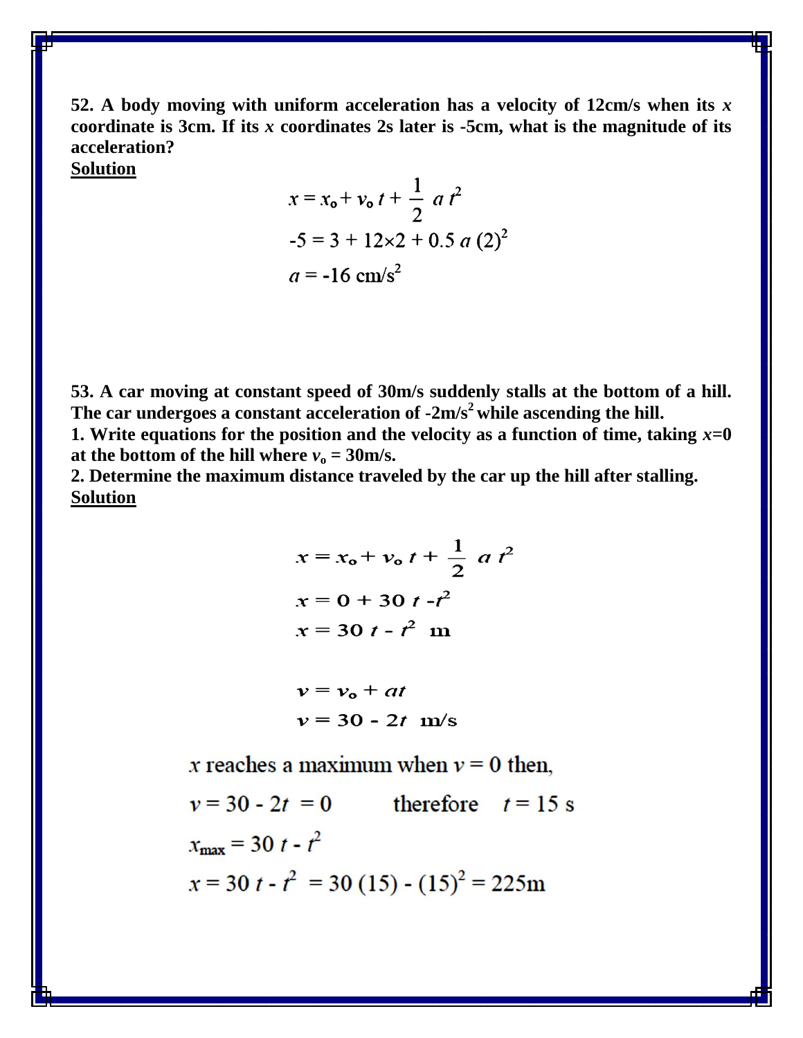**52. A body moving with uniform acceleration has a velocity of 12cm/s when its $x$ coordinate is 3cm. If its $x$ coordinates 2s later is -5cm, what is the magnitude of its acceleration?**

**Solution**

$$x = x_o + v_o\, t + \frac{1}{2}\, a\, t^2$$

$$-5 = 3 + 12 \times 2 + 0.5\, a\, (2)^2$$

$$a = -16 \text{ cm/s}^2$$

**53. A car moving at constant speed of 30m/s suddenly stalls at the bottom of a hill. The car undergoes a constant acceleration of -2m/s$^2$ while ascending the hill.**

**1. Write equations for the position and the velocity as a function of time, taking $x$=0 at the bottom of the hill where $v_o$ = 30m/s.**

**2. Determine the maximum distance traveled by the car up the hill after stalling.**

**Solution**

$$x = x_o + v_o\, t + \frac{1}{2}\, a\, t^2$$

$$x = 0 + 30\, t - t^2$$

$$x = 30\, t - t^2 \text{ m}$$

$$v = v_o + at$$

$$v = 30 - 2t \text{ m/s}$$

$x$ reaches a maximum when $v = 0$ then,

$v = 30 - 2t = 0$ therefore $t = 15$ s

$x_{max} = 30\, t - t^2$

$x = 30\, t - t^2 = 30\,(15) - (15)^2 = 225\text{m}$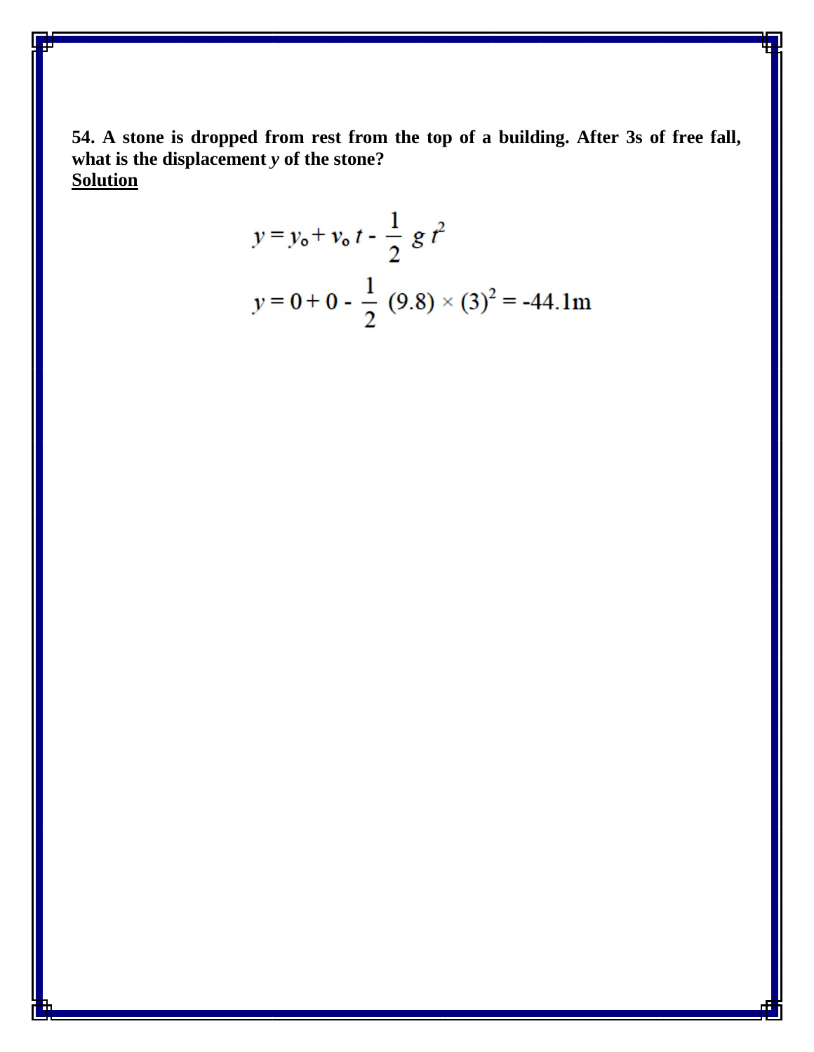**54. A stone is dropped from rest from the top of a building. After 3s of free fall, what is the displacement *y* of the stone?**

**Solution**

$$y = y_{\circ} + v_{\circ}\, t - \frac{1}{2}\, g\, t^2$$

$$y = 0 + 0 - \frac{1}{2}\, (9.8) \times (3)^2 = -44.1\text{m}$$